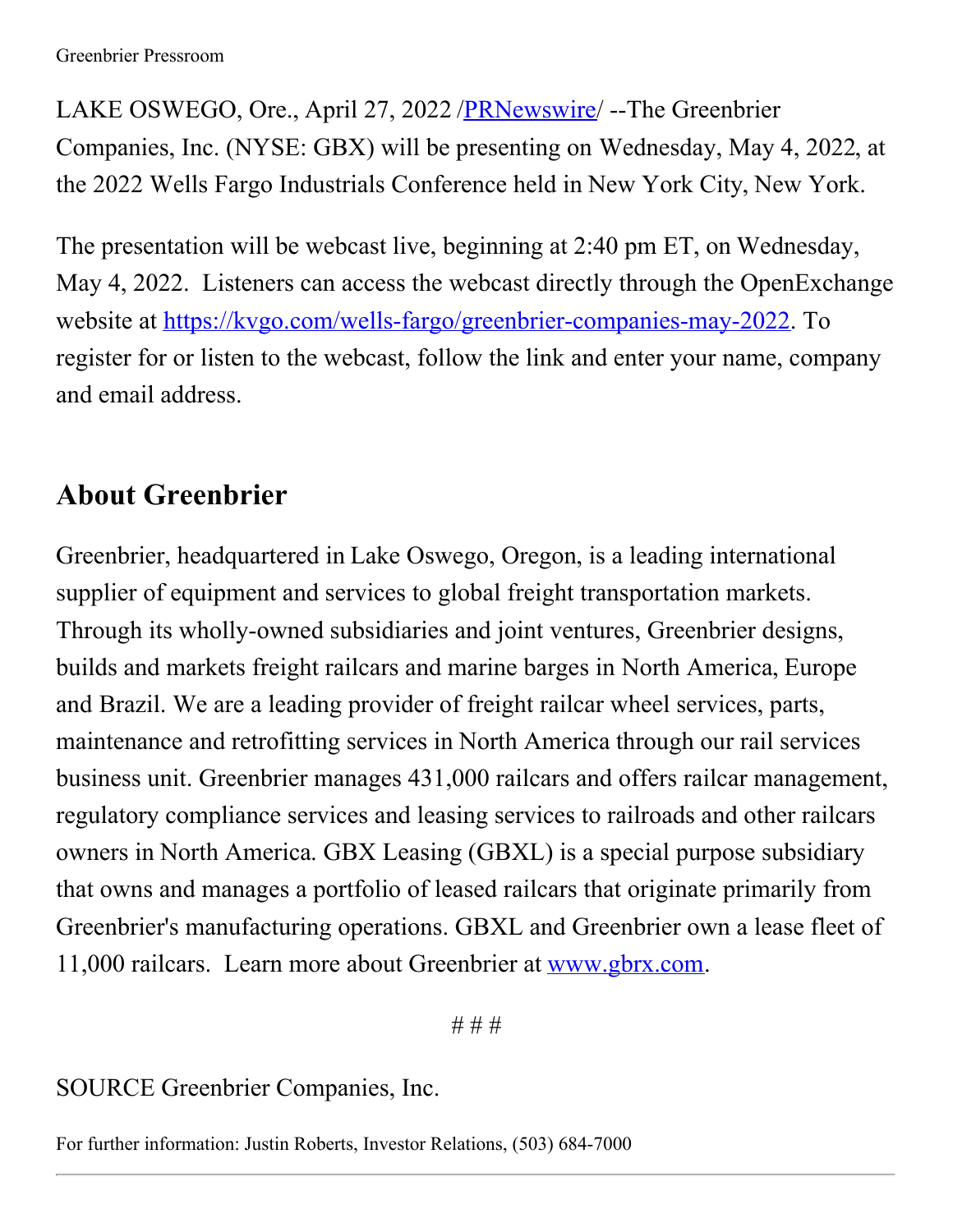Greenbrier Pressroom

LAKE OSWEGO, Ore., April 27, 2022 /[PRNewswire](http://www.prnewswire.com/)/ --The Greenbrier Companies, Inc. (NYSE: GBX) will be presenting on Wednesday, May 4, 2022, at the 2022 Wells Fargo Industrials Conference held in New York City, New York.

The presentation will be webcast live, beginning at 2:40 pm ET, on Wednesday, May 4, 2022. Listeners can access the webcast directly through the OpenExchange website at [https://kvgo.com/wells-fargo/greenbrier-companies-may-2022](https://kvgo.com/wells-fargo/greenbrier-companies-may-2022). To register for or listen to the webcast, follow the link and enter your name, company and email address.

## About Greenbrier

Greenbrier, headquartered in Lake Oswego, Oregon, is a leading international supplier of equipment and services to global freight transportation markets. Through its wholly-owned subsidiaries and joint ventures, Greenbrier designs, builds and markets freight railcars and marine barges in North America, Europe and Brazil. We are a leading provider of freight railcar wheel services, parts, maintenance and retrofitting services in North America through our rail services business unit. Greenbrier manages 431,000 railcars and offers railcar management, regulatory compliance services and leasing services to railroads and other railcars owners in North America. GBX Leasing (GBXL) is a special purpose subsidiary that owns and manages a portfolio of leased railcars that originate primarily from Greenbrier's manufacturing operations. GBXL and Greenbrier own a lease fleet of 11,000 railcars. Learn more about Greenbrier at [www.gbrx.com](http://www.gbrx.com).

# # #

SOURCE Greenbrier Companies, Inc.

For further information: Justin Roberts, Investor Relations, (503) 684-7000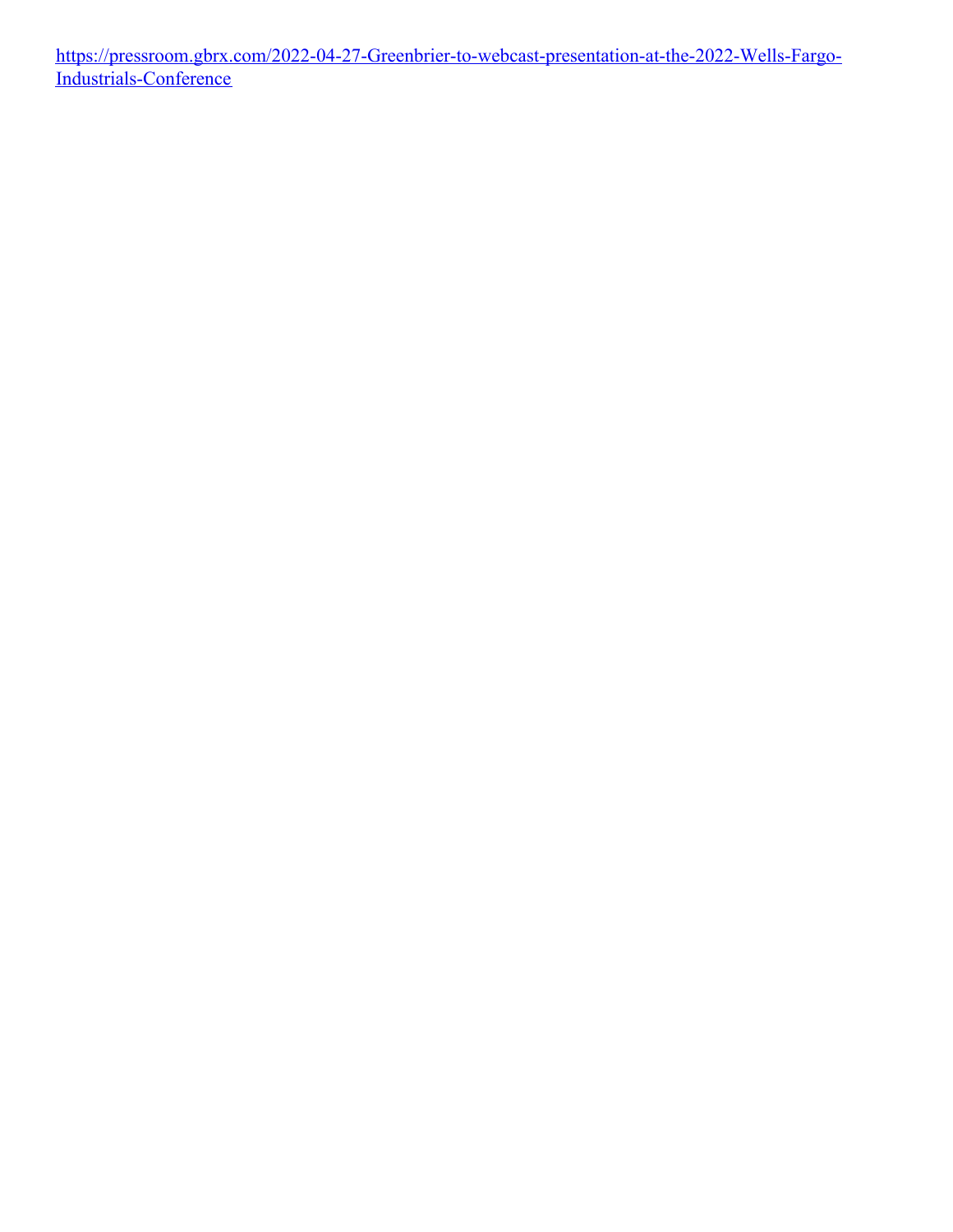https://pressroom.gbrx.com/2022-04-27-Greenbrier-to-webcast-presentation-at-the-2022-Wells-Fargo-Industrials-Conference